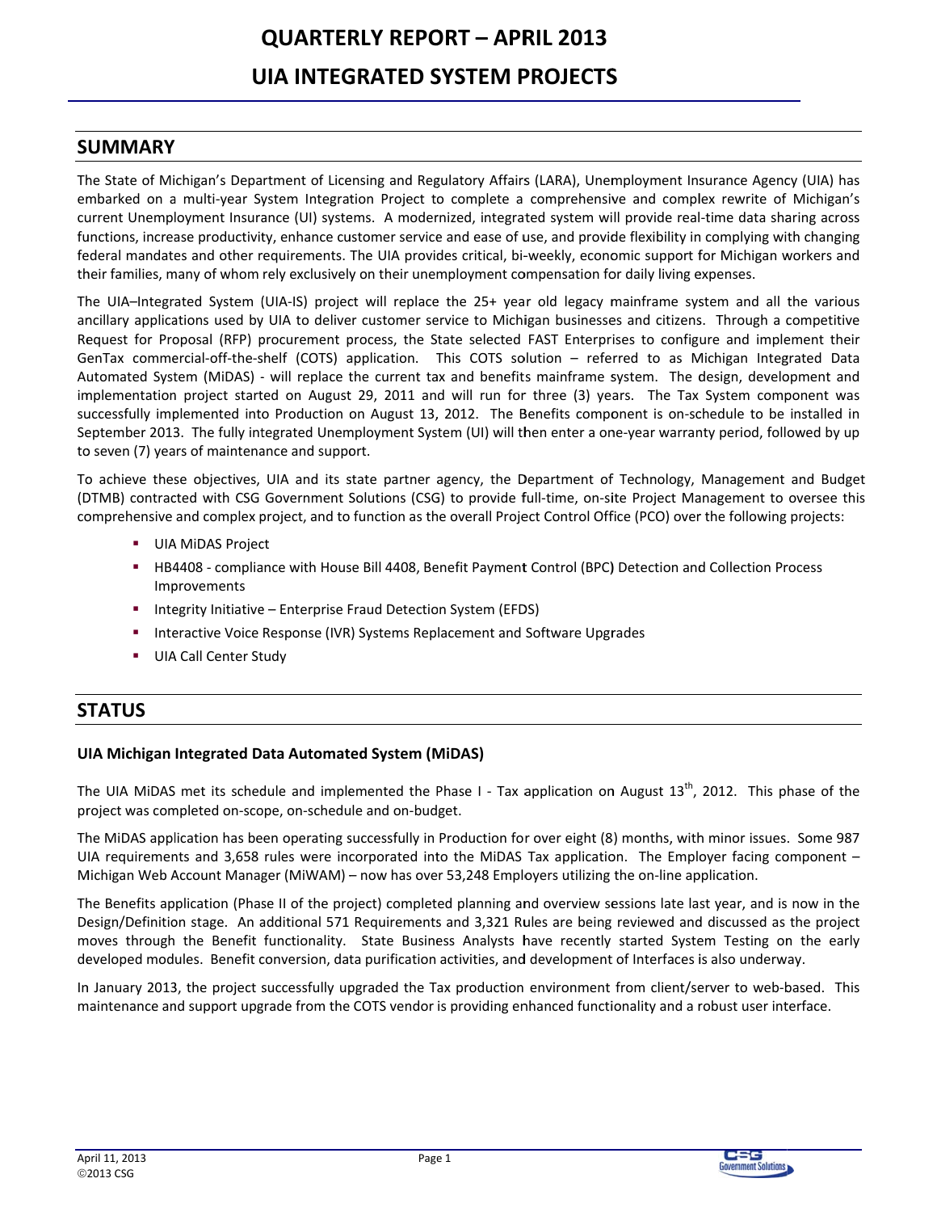# QUARTERLY REPORT – APRIL 2013

# UIA INTEGRATED SYSTEM PROJECTS

## SUMMARY

The State of Michigan's Department of Licensing and Regulatory Affairs (LARA), Unemployment Insurance Agency (UIA) has embarked on a multi-year System Integration Project to complete a comprehensive and complex rewrite of Michigan's current Unemployment Insurance (UI) systems. A modernized, integrated system will provide real-time data sharing across functions, increase productivity, enhance customer service and ease of use, and provide flexibility in complying with changing federal mandates and other requirements. The UIA provides critical, bi-weekly, economic support for Michigan workers and their families, many of whom rely exclusively on their unemployment compensation for daily living expenses.

The UIA–Integrated System (UIA-IS) project will replace the 25+ year old legacy mainframe system and all the various ancillary applications used by UIA to deliver customer service to Michigan businesses and citizens. Through a competitive Request for Proposal (RFP) procurement process, the State selected FAST Enterprises to configure and implement their GenTax commercial-off-the-shelf (COTS) application. This COTS solution – referred to as Michigan Integrated Data Automated System (MiDAS) - will replace the current tax and benefits mainframe system. The design, development and implementation project started on August 29, 2011 and will run for three (3) years. The Tax System component was successfully implemented into Production on August 13, 2012. The Benefits component is on-schedule to be installed in September 2013. The fully integrated Unemployment System (UI) will then enter a one-year warranty period, followed by up to seven (7) years of maintenance and support.

To achieve these objectives, UIA and its state partner agency, the Department of Technology, Management and Budget (DTMB) contracted with CSG Government Solutions (CSG) to provide full-time, on-site Project Management to oversee this comprehensive and complex project, and to function as the overall Project Control Office (PCO) over the following projects:

- UIA MiDAS Project
- HB4408 - compliance with House Bill 4408, Benefit Payment Control (BPC) Detection and Collection Process Improvements
- Integrity Initiative – Enterprise Fraud Detection System (EFDS)
- Interactive Voice Response (IVR) Systems Replacement and Software Upgrades
- UIA Call Center Study

## STATUS

### UIA Michigan Integrated Data Automated System (MiDAS)

The UIA MiDAS met its schedule and implemented the Phase I - Tax application on August 13th, 2012. This phase of the project was completed on-scope, on-schedule and on-budget.

The MiDAS application has been operating successfully in Production for over eight (8) months, with minor issues. Some 987 UIA requirements and 3,658 rules were incorporated into the MiDAS Tax application. The Employer facing component – Michigan Web Account Manager (MiWAM) – now has over 53,248 Employers utilizing the on-line application.

The Benefits application (Phase II of the project) completed planning and overview sessions late last year, and is now in the Design/Definition stage. An additional 571 Requirements and 3,321 Rules are being reviewed and discussed as the project moves through the Benefit functionality. State Business Analysts have recently started System Testing on the early developed modules. Benefit conversion, data purification activities, and development of Interfaces is also underway.

In January 2013, the project successfully upgraded the Tax production environment from client/server to web-based. This maintenance and support upgrade from the COTS vendor is providing enhanced functionality and a robust user interface.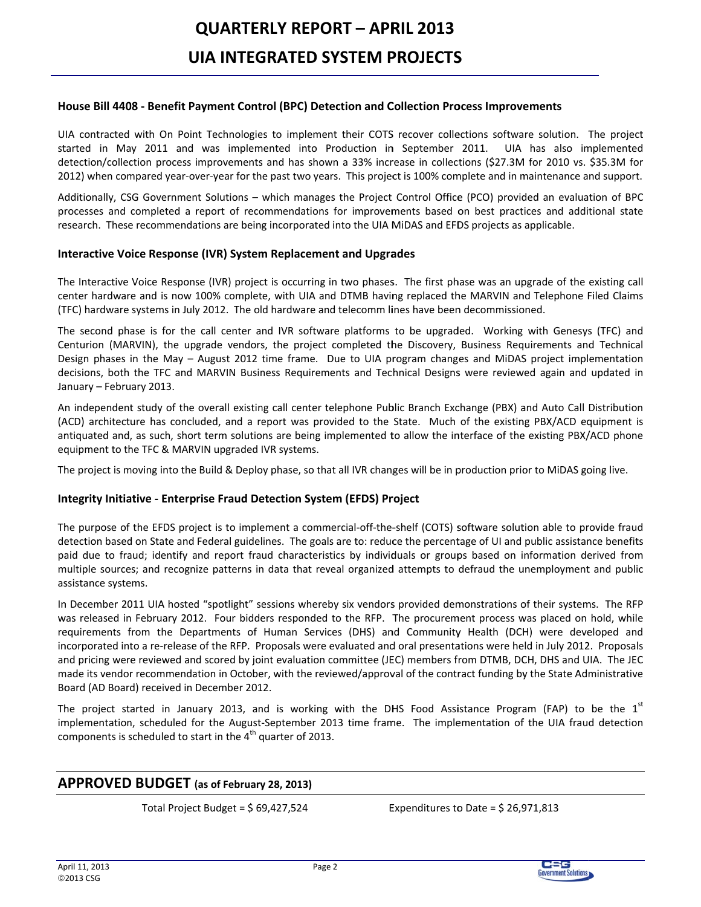# QUARTERLY REPORT – APRIL 2013

# UIA INTEGRATED SYSTEM PROJECTS

### House Bill 4408 - Benefit Payment Control (BPC) Detection and Collection Process Improvements

UIA contracted with On Point Technologies to implement their COTS recover collections software solution. The project started in May 2011 and was implemented into Production in September 2011. UIA has also implemented detection/collection process improvements and has shown a 33% increase in collections ($27.3M for 2010 vs. $35.3M for 2012) when compared year-over-year for the past two years. This project is 100% complete and in maintenance and support.

Additionally, CSG Government Solutions – which manages the Project Control Office (PCO) provided an evaluation of BPC processes and completed a report of recommendations for improvements based on best practices and additional state research. These recommendations are being incorporated into the UIA MiDAS and EFDS projects as applicable.

### Interactive Voice Response (IVR) System Replacement and Upgrades

The Interactive Voice Response (IVR) project is occurring in two phases. The first phase was an upgrade of the existing call center hardware and is now 100% complete, with UIA and DTMB having replaced the MARVIN and Telephone Filed Claims (TFC) hardware systems in July 2012. The old hardware and telecomm lines have been decommissioned.

The second phase is for the call center and IVR software platforms to be upgraded. Working with Genesys (TFC) and Centurion (MARVIN), the upgrade vendors, the project completed the Discovery, Business Requirements and Technical Design phases in the May – August 2012 time frame. Due to UIA program changes and MiDAS project implementation decisions, both the TFC and MARVIN Business Requirements and Technical Designs were reviewed again and updated in January – February 2013.

An independent study of the overall existing call center telephone Public Branch Exchange (PBX) and Auto Call Distribution (ACD) architecture has concluded, and a report was provided to the State. Much of the existing PBX/ACD equipment is antiquated and, as such, short term solutions are being implemented to allow the interface of the existing PBX/ACD phone equipment to the TFC & MARVIN upgraded IVR systems.

The project is moving into the Build & Deploy phase, so that all IVR changes will be in production prior to MiDAS going live.

### Integrity Initiative - Enterprise Fraud Detection System (EFDS) Project

The purpose of the EFDS project is to implement a commercial-off-the-shelf (COTS) software solution able to provide fraud detection based on State and Federal guidelines. The goals are to: reduce the percentage of UI and public assistance benefits paid due to fraud; identify and report fraud characteristics by individuals or groups based on information derived from multiple sources; and recognize patterns in data that reveal organized attempts to defraud the unemployment and public assistance systems.

In December 2011 UIA hosted "spotlight" sessions whereby six vendors provided demonstrations of their systems. The RFP was released in February 2012. Four bidders responded to the RFP. The procurement process was placed on hold, while requirements from the Departments of Human Services (DHS) and Community Health (DCH) were developed and incorporated into a re-release of the RFP. Proposals were evaluated and oral presentations were held in July 2012. Proposals and pricing were reviewed and scored by joint evaluation committee (JEC) members from DTMB, DCH, DHS and UIA. The JEC made its vendor recommendation in October, with the reviewed/approval of the contract funding by the State Administrative Board (AD Board) received in December 2012.

The project started in January 2013, and is working with the DHS Food Assistance Program (FAP) to be the 1st implementation, scheduled for the August-September 2013 time frame. The implementation of the UIA fraud detection components is scheduled to start in the 4th quarter of 2013.

## APPROVED BUDGET (as of February 28, 2013)

Total Project Budget = $ 69,427,524 Expenditures to Date = $ 26,971,813